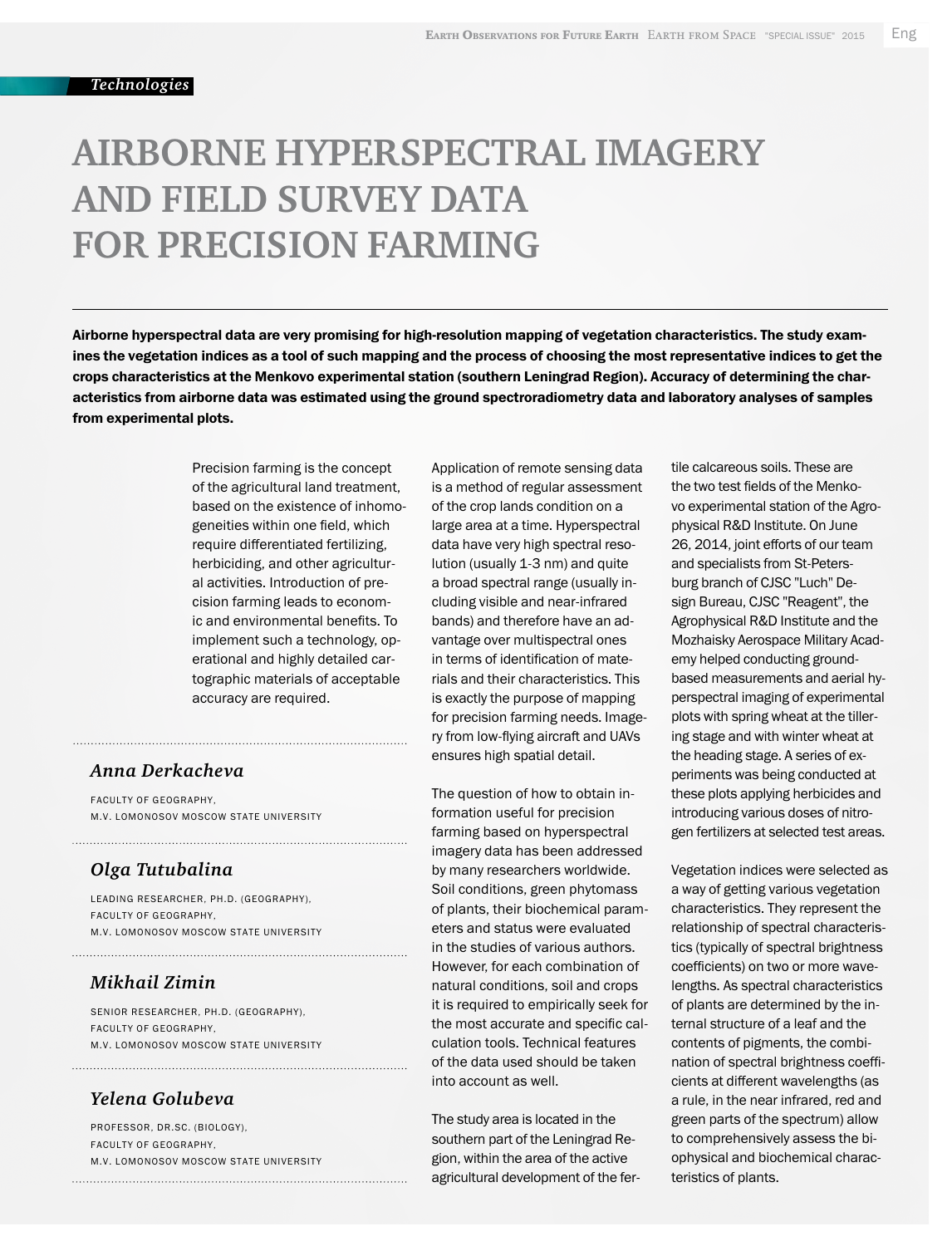Technologies

# AIRBORNE HYPERSPECTRAL IMAGERY AND FIELD SURVEY DATA FOR PRECISION FARMING

**Airborne hyperspectral data are very promising for high-resolution mapping of vegetation characteristics. The study examines the vegetation indices as a tool of such mapping and the process of choosing the most representative indices to get the crops characteristics at the Menkovo experimental station (southern Leningrad Region). Accuracy of determining the characteristics from airborne data was estimated using the ground spectroradiometry data and laboratory analyses of samples from experimental plots.**

***Anna Derkacheva***

FACULTY OF GEOGRAPHY,
M.V. LOMONOSOV MOSCOW STATE UNIVERSITY

***Olga Tutubalina***

LEADING RESEARCHER, PH.D. (GEOGRAPHY),
FACULTY OF GEOGRAPHY,
M.V. LOMONOSOV MOSCOW STATE UNIVERSITY

***Mikhail Zimin***

SENIOR RESEARCHER, PH.D. (GEOGRAPHY),
FACULTY OF GEOGRAPHY,
M.V. LOMONOSOV MOSCOW STATE UNIVERSITY

***Yelena Golubeva***

PROFESSOR, DR.SC. (BIOLOGY),
FACULTY OF GEOGRAPHY,
M.V. LOMONOSOV MOSCOW STATE UNIVERSITY

Precision farming is the concept of the agricultural land treatment, based on the existence of inhomogeneities within one field, which require differentiated fertilizing, herbiciding, and other agricultural activities. Introduction of precision farming leads to economic and environmental benefits. To implement such a technology, operational and highly detailed cartographic materials of acceptable accuracy are required.

Application of remote sensing data is a method of regular assessment of the crop lands condition on a large area at a time. Hyperspectral data have very high spectral resolution (usually 1-3 nm) and quite a broad spectral range (usually including visible and near-infrared bands) and therefore have an advantage over multispectral ones in terms of identification of materials and their characteristics. This is exactly the purpose of mapping for precision farming needs. Imagery from low-flying aircraft and UAVs ensures high spatial detail.

The question of how to obtain information useful for precision farming based on hyperspectral imagery data has been addressed by many researchers worldwide. Soil conditions, green phytomass of plants, their biochemical parameters and status were evaluated in the studies of various authors. However, for each combination of natural conditions, soil and crops it is required to empirically seek for the most accurate and specific calculation tools. Technical features of the data used should be taken into account as well.

The study area is located in the southern part of the Leningrad Region, within the area of the active agricultural development of the fertile calcareous soils. These are the two test fields of the Menkovo experimental station of the Agrophysical R&D Institute. On June 26, 2014, joint efforts of our team and specialists from St-Petersburg branch of CJSC "Luch" Design Bureau, CJSC "Reagent", the Agrophysical R&D Institute and the Mozhaisky Aerospace Military Academy helped conducting ground-based measurements and aerial hyperspectral imaging of experimental plots with spring wheat at the tillering stage and with winter wheat at the heading stage. A series of experiments was being conducted at these plots applying herbicides and introducing various doses of nitrogen fertilizers at selected test areas.

Vegetation indices were selected as a way of getting various vegetation characteristics. They represent the relationship of spectral characteristics (typically of spectral brightness coefficients) on two or more wavelengths. As spectral characteristics of plants are determined by the internal structure of a leaf and the contents of pigments, the combination of spectral brightness coefficients at different wavelengths (as a rule, in the near infrared, red and green parts of the spectrum) allow to comprehensively assess the biophysical and biochemical characteristics of plants.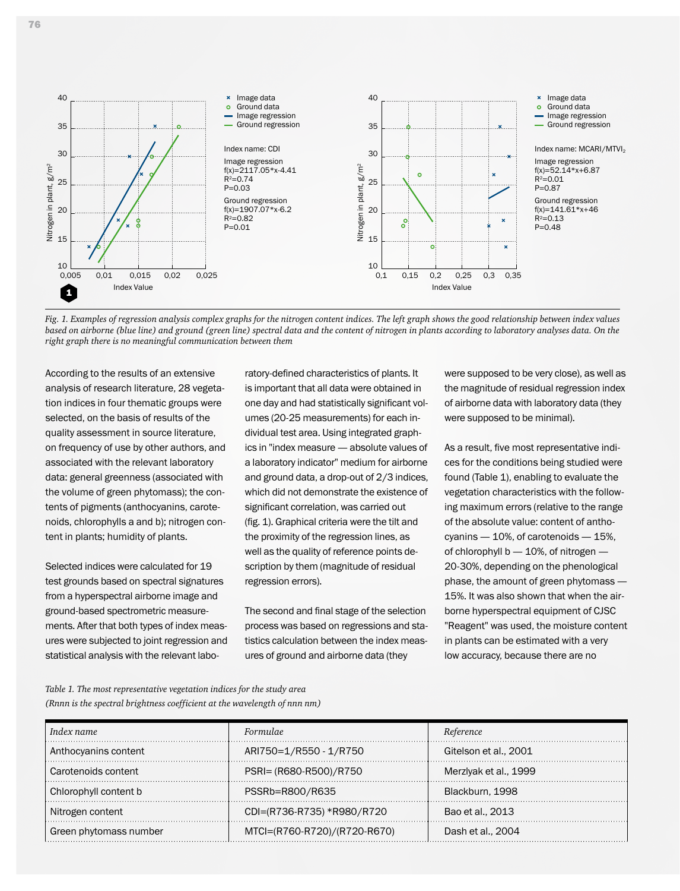*Fig. 1. Examples of regression analysis complex graphs for the nitrogen content indices. The left graph shows the good relationship between index values based on airborne (blue line) and ground (green line) spectral data and the content of nitrogen in plants according to laboratory analyses data. On the right graph there is no meaningful communication between them*

According to the results of an extensive analysis of research literature, 28 vegetation indices in four thematic groups were selected, on the basis of results of the quality assessment in source literature, on frequency of use by other authors, and associated with the relevant laboratory data: general greenness (associated with the volume of green phytomass); the contents of pigments (anthocyanins, carotenoids, chlorophylls a and b); nitrogen content in plants; humidity of plants.

Selected indices were calculated for 19 test grounds based on spectral signatures from a hyperspectral airborne image and ground-based spectrometric measurements. After that both types of index measures were subjected to joint regression and statistical analysis with the relevant laboratory-defined characteristics of plants. It is important that all data were obtained in one day and had statistically significant volumes (20-25 measurements) for each individual test area. Using integrated graphics in "index measure — absolute values of a laboratory indicator" medium for airborne and ground data, a drop-out of 2/3 indices, which did not demonstrate the existence of significant correlation, was carried out (fig. 1). Graphical criteria were the tilt and the proximity of the regression lines, as well as the quality of reference points description by them (magnitude of residual regression errors).

The second and final stage of the selection process was based on regressions and statistics calculation between the index measures of ground and airborne data (they were supposed to be very close), as well as the magnitude of residual regression index of airborne data with laboratory data (they were supposed to be minimal).

As a result, five most representative indices for the conditions being studied were found (Table 1), enabling to evaluate the vegetation characteristics with the following maximum errors (relative to the range of the absolute value: content of anthocyanins — 10%, of carotenoids — 15%, of chlorophyll b — 10%, of nitrogen — 20-30%, depending on the phenological phase, the amount of green phytomass — 15%. It was also shown that when the airborne hyperspectral equipment of CJSC "Reagent" was used, the moisture content in plants can be estimated with a very low accuracy, because there are no

*Table 1. The most representative vegetation indices for the study area (Rnnn is the spectral brightness coefficient at the wavelength of nnn nm)*

| *Index name* | *Formulae* | *Reference* |
|---|---|---|
| Anthocyanins content | ARI750=1/R550 - 1/R750 | Gitelson et al., 2001 |
| Carotenoids content | PSRI= (R680-R500)/R750 | Merzlyak et al., 1999 |
| Chlorophyll content b | PSSRb=R800/R635 | Blackburn, 1998 |
| Nitrogen content | CDI=(R736-R735) *R980/R720 | Bao et al., 2013 |
| Green phytomass number | MTCI=(R760-R720)/(R720-R670) | Dash et al., 2004 |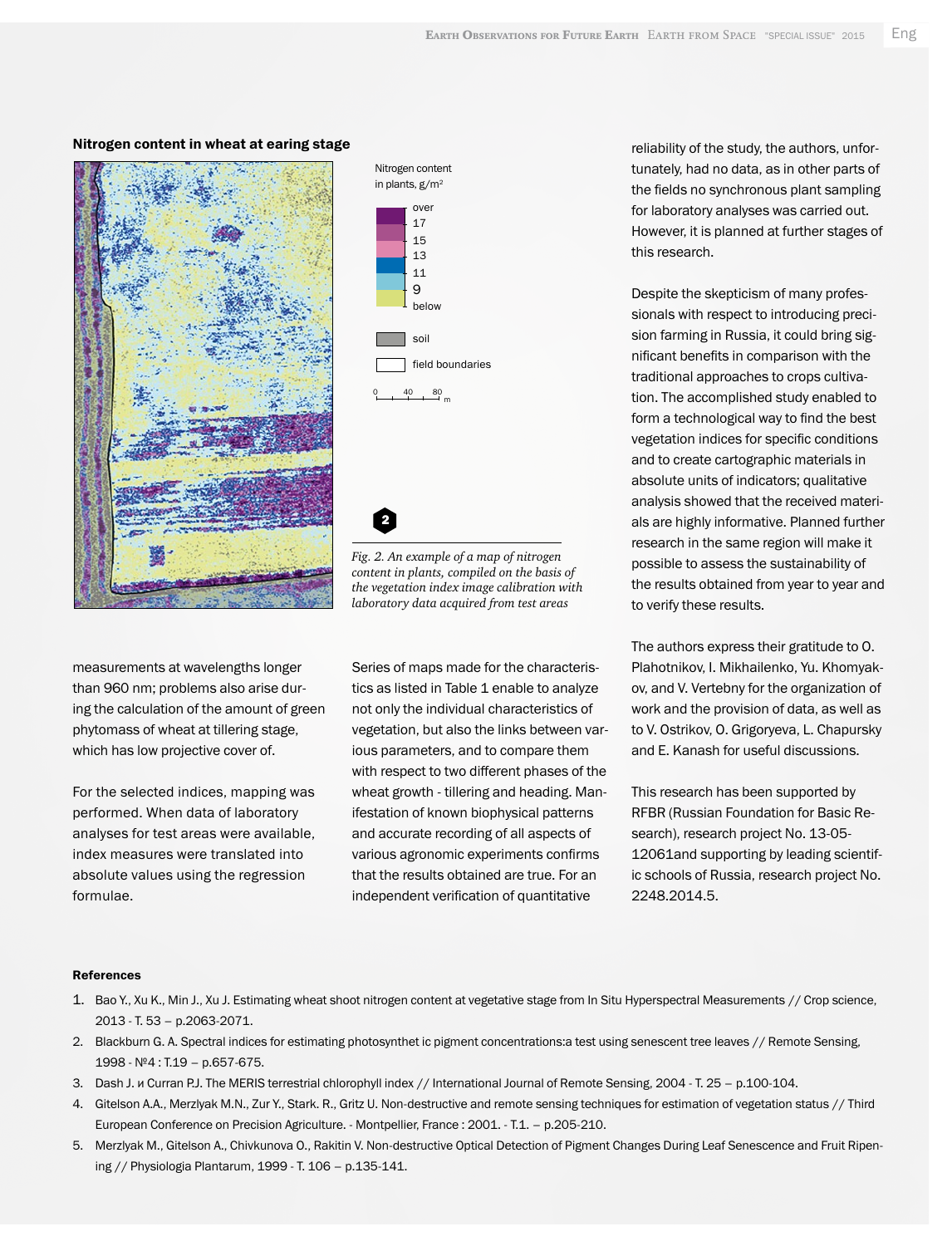**Nitrogen content in wheat at earing stage**

Nitrogen content in plants, g/m²

over
17
15
13
11
9
below

soil

field boundaries

0 40 80 m

2

*Fig. 2. An example of a map of nitrogen content in plants, compiled on the basis of the vegetation index image calibration with laboratory data acquired from test areas*

measurements at wavelengths longer than 960 nm; problems also arise during the calculation of the amount of green phytomass of wheat at tillering stage, which has low projective cover of.

For the selected indices, mapping was performed. When data of laboratory analyses for test areas were available, index measures were translated into absolute values using the regression formulae.

Series of maps made for the characteristics as listed in Table 1 enable to analyze not only the individual characteristics of vegetation, but also the links between various parameters, and to compare them with respect to two different phases of the wheat growth - tillering and heading. Manifestation of known biophysical patterns and accurate recording of all aspects of various agronomic experiments confirms that the results obtained are true. For an independent verification of quantitative reliability of the study, the authors, unfortunately, had no data, as in other parts of the fields no synchronous plant sampling for laboratory analyses was carried out. However, it is planned at further stages of this research.

Despite the skepticism of many professionals with respect to introducing precision farming in Russia, it could bring significant benefits in comparison with the traditional approaches to crops cultivation. The accomplished study enabled to form a technological way to find the best vegetation indices for specific conditions and to create cartographic materials in absolute units of indicators; qualitative analysis showed that the received materials are highly informative. Planned further research in the same region will make it possible to assess the sustainability of the results obtained from year to year and to verify these results.

The authors express their gratitude to O. Plahotnikov, I. Mikhailenko, Yu. Khomyakov, and V. Vertebny for the organization of work and the provision of data, as well as to V. Ostrikov, O. Grigoryeva, L. Chapursky and E. Kanash for useful discussions.

This research has been supported by RFBR (Russian Foundation for Basic Research), research project No. 13-05-12061and supporting by leading scientific schools of Russia, research project No. 2248.2014.5.

**References**

1. Bao Y., Xu K., Min J., Xu J. Estimating wheat shoot nitrogen content at vegetative stage from In Situ Hyperspectral Measurements // Crop science, 2013 - T. 53 – p.2063-2071.
2. Blackburn G. A. Spectral indices for estimating photosynthet ic pigment concentrations:a test using senescent tree leaves // Remote Sensing, 1998 - №4 : T.19 – p.657-675.
3. Dash J. и Curran P.J. The MERIS terrestrial chlorophyll index // International Journal of Remote Sensing, 2004 - T. 25 – p.100-104.
4. Gitelson A.A., Merzlyak M.N., Zur Y., Stark. R., Gritz U. Non-destructive and remote sensing techniques for estimation of vegetation status // Third European Conference on Precision Agriculture. - Montpellier, France : 2001. - T.1. – p.205-210.
5. Merzlyak M., Gitelson A., Chivkunova O., Rakitin V. Non-destructive Optical Detection of Pigment Changes During Leaf Senescence and Fruit Ripening // Physiologia Plantarum, 1999 - T. 106 – p.135-141.